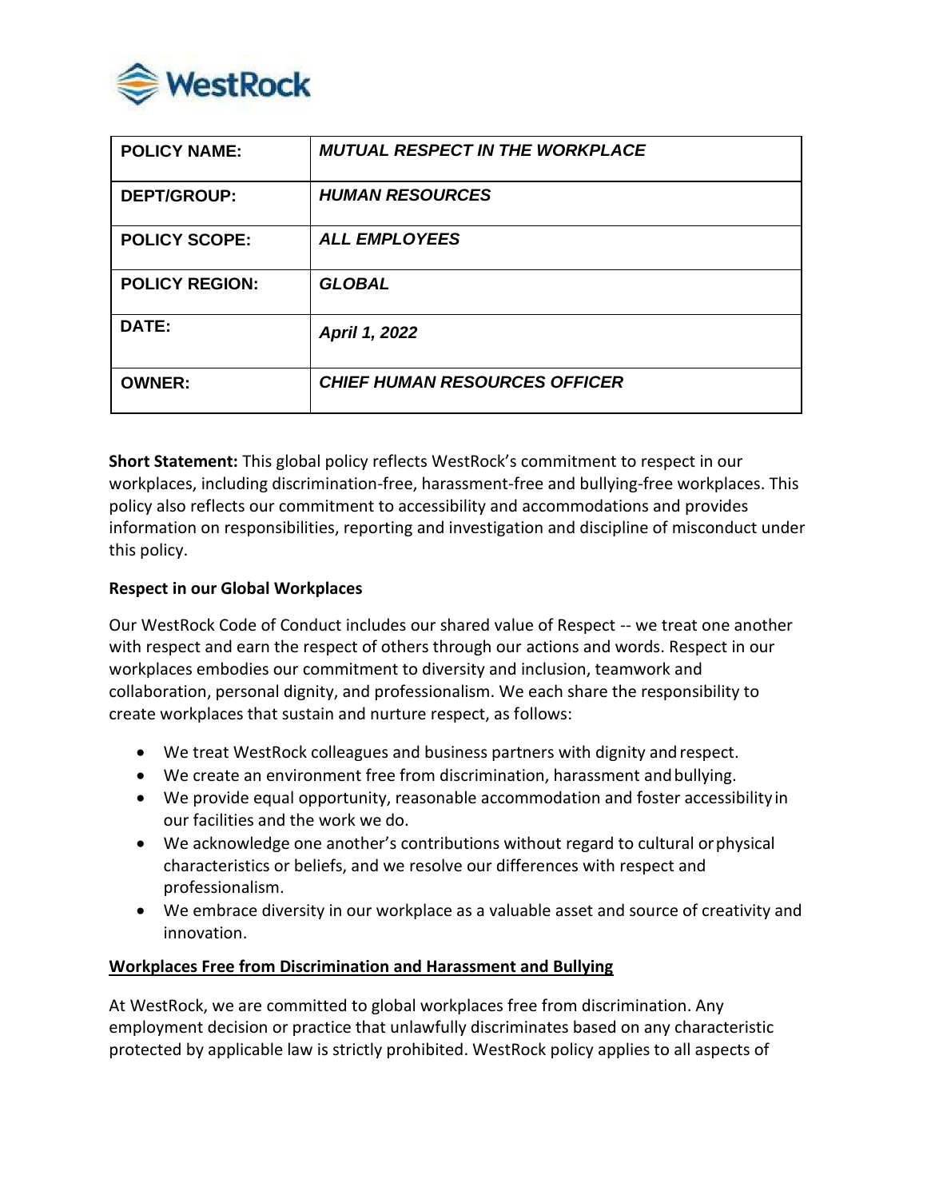| POLICY NAME: | ***MUTUAL RESPECT IN THE WORKPLACE*** |
|---|---|
| **DEPT/GROUP:** | ***HUMAN RESOURCES*** |
| **POLICY SCOPE:** | ***ALL EMPLOYEES*** |
| **POLICY REGION:** | ***GLOBAL*** |
| **DATE:** | ***April 1, 2022*** |
| **OWNER:** | ***CHIEF HUMAN RESOURCES OFFICER*** |

**Short Statement:** This global policy reflects WestRock's commitment to respect in our workplaces, including discrimination-free, harassment-free and bullying-free workplaces. This policy also reflects our commitment to accessibility and accommodations and provides information on responsibilities, reporting and investigation and discipline of misconduct under this policy.

**Respect in our Global Workplaces**

Our WestRock Code of Conduct includes our shared value of Respect -- we treat one another with respect and earn the respect of others through our actions and words. Respect in our workplaces embodies our commitment to diversity and inclusion, teamwork and collaboration, personal dignity, and professionalism. We each share the responsibility to create workplaces that sustain and nurture respect, as follows:

- We treat WestRock colleagues and business partners with dignity and respect.
- We create an environment free from discrimination, harassment and bullying.
- We provide equal opportunity, reasonable accommodation and foster accessibility in our facilities and the work we do.
- We acknowledge one another's contributions without regard to cultural or physical characteristics or beliefs, and we resolve our differences with respect and professionalism.
- We embrace diversity in our workplace as a valuable asset and source of creativity and innovation.

**Workplaces Free from Discrimination and Harassment and Bullying**

At WestRock, we are committed to global workplaces free from discrimination. Any employment decision or practice that unlawfully discriminates based on any characteristic protected by applicable law is strictly prohibited. WestRock policy applies to all aspects of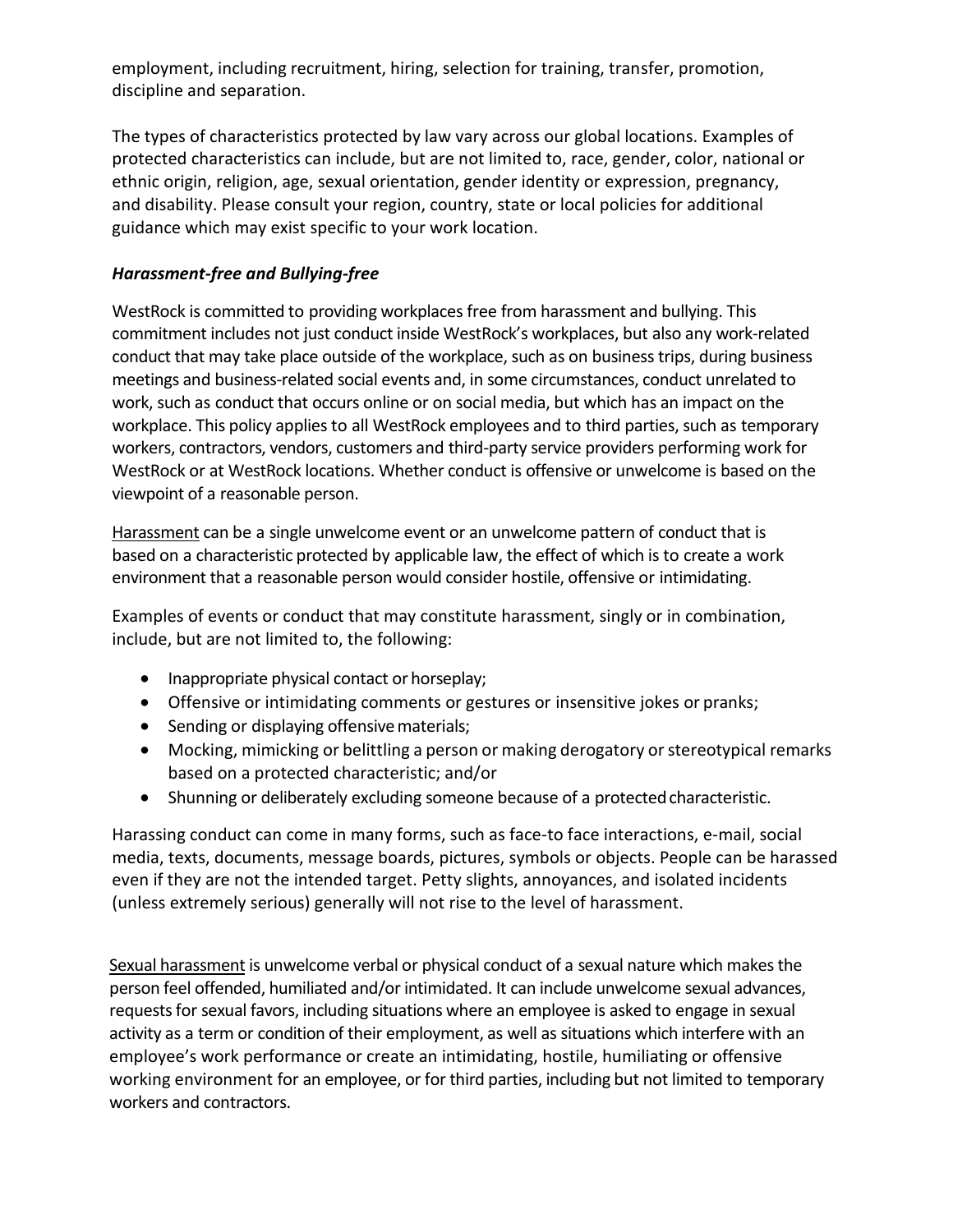employment, including recruitment, hiring, selection for training, transfer, promotion, discipline and separation.

The types of characteristics protected by law vary across our global locations. Examples of protected characteristics can include, but are not limited to, race, gender, color, national or ethnic origin, religion, age, sexual orientation, gender identity or expression, pregnancy, and disability. Please consult your region, country, state or local policies for additional guidance which may exist specific to your work location.

### *Harassment-free and Bullying-free*

WestRock is committed to providing workplaces free from harassment and bullying. This commitment includes not just conduct inside WestRock's workplaces, but also any work-related conduct that may take place outside of the workplace, such as on business trips, during business meetings and business-related social events and, in some circumstances, conduct unrelated to work, such as conduct that occurs online or on social media, but which has an impact on the workplace. This policy applies to all WestRock employees and to third parties, such as temporary workers, contractors, vendors, customers and third-party service providers performing work for WestRock or at WestRock locations. Whether conduct is offensive or unwelcome is based on the viewpoint of a reasonable person.

<u>Harassment</u> can be a single unwelcome event or an unwelcome pattern of conduct that is based on a characteristic protected by applicable law, the effect of which is to create a work environment that a reasonable person would consider hostile, offensive or intimidating.

Examples of events or conduct that may constitute harassment, singly or in combination, include, but are not limited to, the following:

- Inappropriate physical contact or horseplay;
- Offensive or intimidating comments or gestures or insensitive jokes or pranks;
- Sending or displaying offensive materials;
- Mocking, mimicking or belittling a person or making derogatory or stereotypical remarks based on a protected characteristic; and/or
- Shunning or deliberately excluding someone because of a protected characteristic.

Harassing conduct can come in many forms, such as face-to face interactions, e-mail, social media, texts, documents, message boards, pictures, symbols or objects. People can be harassed even if they are not the intended target. Petty slights, annoyances, and isolated incidents (unless extremely serious) generally will not rise to the level of harassment.

<u>Sexual harassment</u> is unwelcome verbal or physical conduct of a sexual nature which makes the person feel offended, humiliated and/or intimidated. It can include unwelcome sexual advances, requests for sexual favors, including situations where an employee is asked to engage in sexual activity as a term or condition of their employment, as well as situations which interfere with an employee's work performance or create an intimidating, hostile, humiliating or offensive working environment for an employee, or for third parties, including but not limited to temporary workers and contractors.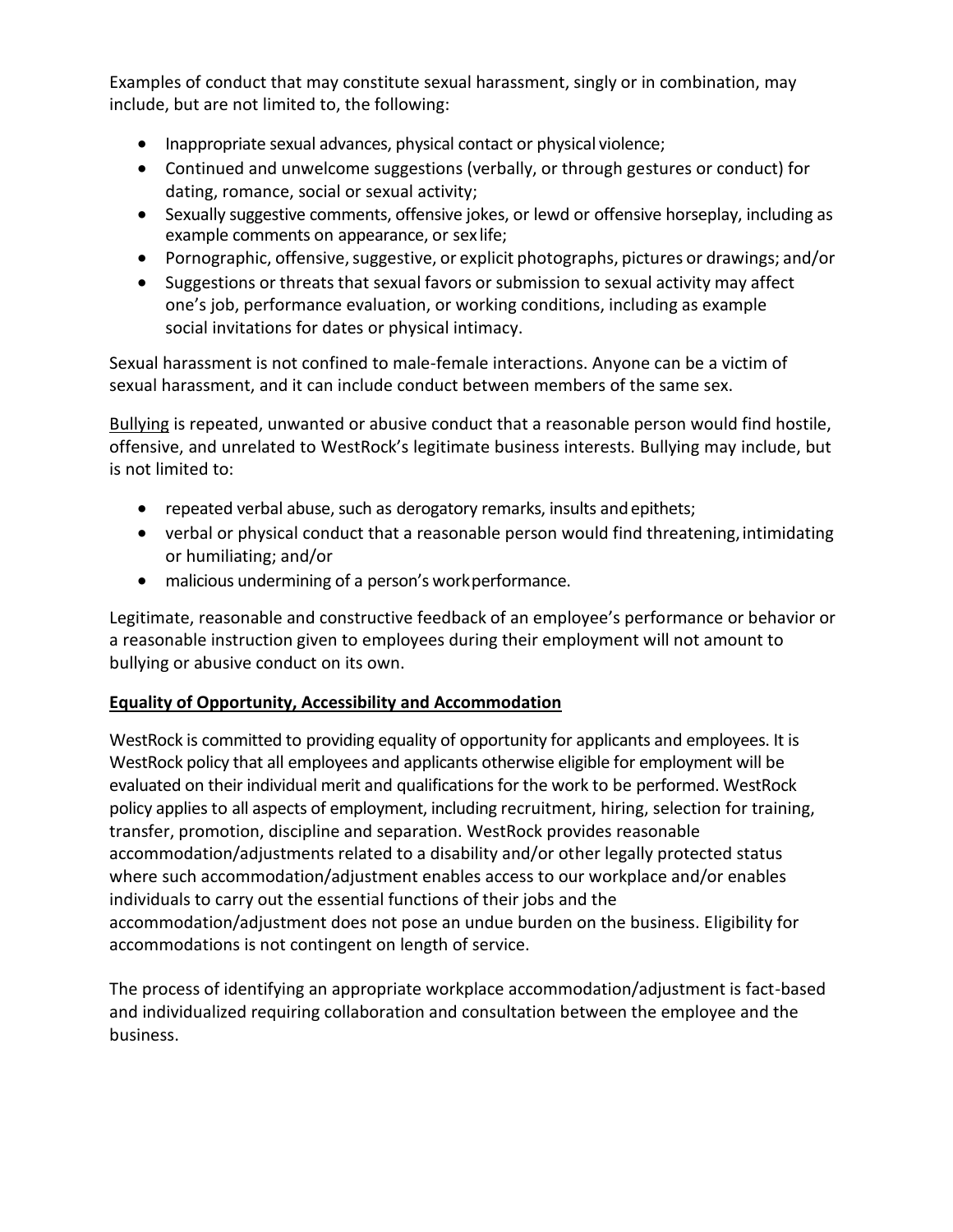Examples of conduct that may constitute sexual harassment, singly or in combination, may include, but are not limited to, the following:

- Inappropriate sexual advances, physical contact or physical violence;
- Continued and unwelcome suggestions (verbally, or through gestures or conduct) for dating, romance, social or sexual activity;
- Sexually suggestive comments, offensive jokes, or lewd or offensive horseplay, including as example comments on appearance, or sex life;
- Pornographic, offensive, suggestive, or explicit photographs, pictures or drawings; and/or
- Suggestions or threats that sexual favors or submission to sexual activity may affect one's job, performance evaluation, or working conditions, including as example social invitations for dates or physical intimacy.

Sexual harassment is not confined to male-female interactions. Anyone can be a victim of sexual harassment, and it can include conduct between members of the same sex.

<u>Bullying</u> is repeated, unwanted or abusive conduct that a reasonable person would find hostile, offensive, and unrelated to WestRock's legitimate business interests. Bullying may include, but is not limited to:

- repeated verbal abuse, such as derogatory remarks, insults and epithets;
- verbal or physical conduct that a reasonable person would find threatening, intimidating or humiliating; and/or
- malicious undermining of a person's work performance.

Legitimate, reasonable and constructive feedback of an employee's performance or behavior or a reasonable instruction given to employees during their employment will not amount to bullying or abusive conduct on its own.

**<u>Equality of Opportunity, Accessibility and Accommodation</u>**

WestRock is committed to providing equality of opportunity for applicants and employees. It is WestRock policy that all employees and applicants otherwise eligible for employment will be evaluated on their individual merit and qualifications for the work to be performed. WestRock policy applies to all aspects of employment, including recruitment, hiring, selection for training, transfer, promotion, discipline and separation. WestRock provides reasonable accommodation/adjustments related to a disability and/or other legally protected status where such accommodation/adjustment enables access to our workplace and/or enables individuals to carry out the essential functions of their jobs and the accommodation/adjustment does not pose an undue burden on the business. Eligibility for accommodations is not contingent on length of service.

The process of identifying an appropriate workplace accommodation/adjustment is fact-based and individualized requiring collaboration and consultation between the employee and the business.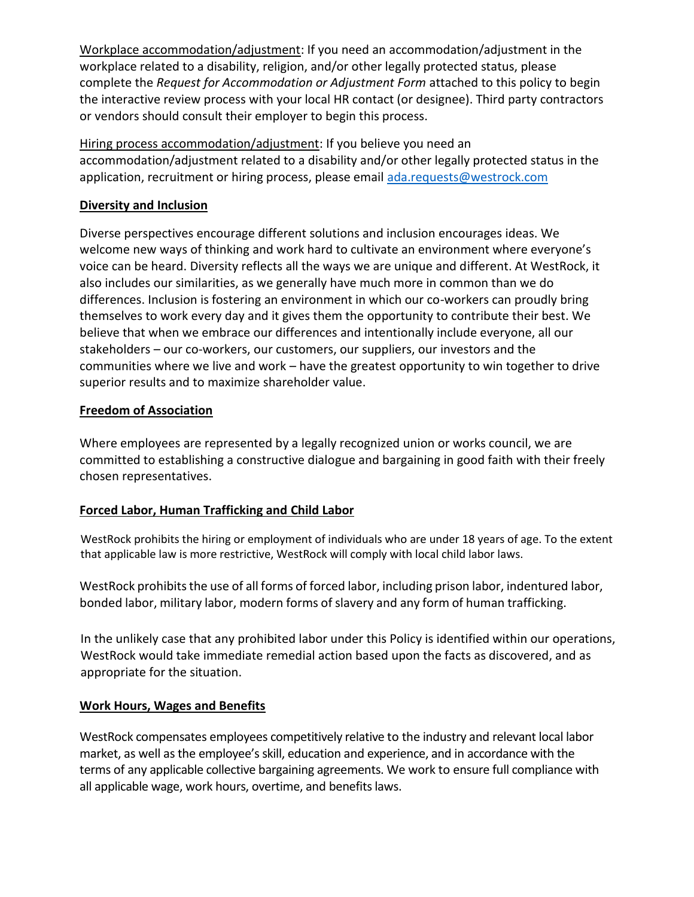Workplace accommodation/adjustment: If you need an accommodation/adjustment in the workplace related to a disability, religion, and/or other legally protected status, please complete the *Request for Accommodation or Adjustment Form* attached to this policy to begin the interactive review process with your local HR contact (or designee). Third party contractors or vendors should consult their employer to begin this process.

Hiring process accommodation/adjustment: If you believe you need an accommodation/adjustment related to a disability and/or other legally protected status in the application, recruitment or hiring process, please email [ada.requests@westrock.com](mailto:ada.requests@westrock.com)

## Diversity and Inclusion

Diverse perspectives encourage different solutions and inclusion encourages ideas. We welcome new ways of thinking and work hard to cultivate an environment where everyone's voice can be heard. Diversity reflects all the ways we are unique and different. At WestRock, it also includes our similarities, as we generally have much more in common than we do differences. Inclusion is fostering an environment in which our co-workers can proudly bring themselves to work every day and it gives them the opportunity to contribute their best. We believe that when we embrace our differences and intentionally include everyone, all our stakeholders – our co-workers, our customers, our suppliers, our investors and the communities where we live and work – have the greatest opportunity to win together to drive superior results and to maximize shareholder value.

## Freedom of Association

Where employees are represented by a legally recognized union or works council, we are committed to establishing a constructive dialogue and bargaining in good faith with their freely chosen representatives.

## Forced Labor, Human Trafficking and Child Labor

WestRock prohibits the hiring or employment of individuals who are under 18 years of age. To the extent that applicable law is more restrictive, WestRock will comply with local child labor laws.

WestRock prohibits the use of all forms of forced labor, including prison labor, indentured labor, bonded labor, military labor, modern forms of slavery and any form of human trafficking.

In the unlikely case that any prohibited labor under this Policy is identified within our operations, WestRock would take immediate remedial action based upon the facts as discovered, and as appropriate for the situation.

## Work Hours, Wages and Benefits

WestRock compensates employees competitively relative to the industry and relevant local labor market, as well as the employee's skill, education and experience, and in accordance with the terms of any applicable collective bargaining agreements. We work to ensure full compliance with all applicable wage, work hours, overtime, and benefits laws.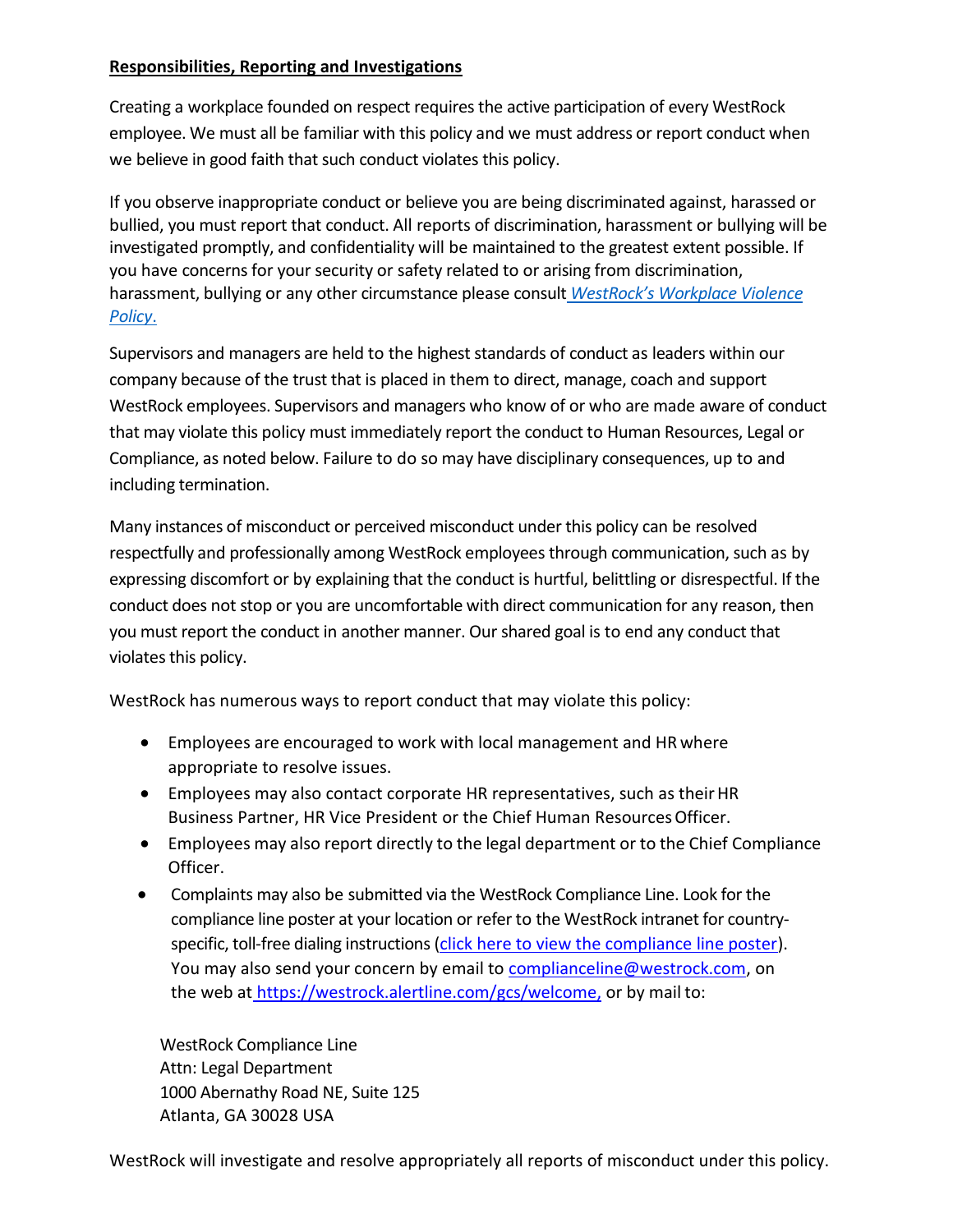**Responsibilities, Reporting and Investigations**

Creating a workplace founded on respect requires the active participation of every WestRock employee. We must all be familiar with this policy and we must address or report conduct when we believe in good faith that such conduct violates this policy.

If you observe inappropriate conduct or believe you are being discriminated against, harassed or bullied, you must report that conduct. All reports of discrimination, harassment or bullying will be investigated promptly, and confidentiality will be maintained to the greatest extent possible. If you have concerns for your security or safety related to or arising from discrimination, harassment, bullying or any other circumstance please consult *WestRock's Workplace Violence Policy*.

Supervisors and managers are held to the highest standards of conduct as leaders within our company because of the trust that is placed in them to direct, manage, coach and support WestRock employees. Supervisors and managers who know of or who are made aware of conduct that may violate this policy must immediately report the conduct to Human Resources, Legal or Compliance, as noted below. Failure to do so may have disciplinary consequences, up to and including termination.

Many instances of misconduct or perceived misconduct under this policy can be resolved respectfully and professionally among WestRock employees through communication, such as by expressing discomfort or by explaining that the conduct is hurtful, belittling or disrespectful. If the conduct does not stop or you are uncomfortable with direct communication for any reason, then you must report the conduct in another manner. Our shared goal is to end any conduct that violates this policy.

WestRock has numerous ways to report conduct that may violate this policy:

- Employees are encouraged to work with local management and HR where appropriate to resolve issues.
- Employees may also contact corporate HR representatives, such as their HR Business Partner, HR Vice President or the Chief Human Resources Officer.
- Employees may also report directly to the legal department or to the Chief Compliance Officer.
- Complaints may also be submitted via the WestRock Compliance Line. Look for the compliance line poster at your location or refer to the WestRock intranet for country-specific, toll-free dialing instructions (click here to view the compliance line poster). You may also send your concern by email to complianceline@westrock.com, on the web at https://westrock.alertline.com/gcs/welcome, or by mail to:

  WestRock Compliance Line
  Attn: Legal Department
  1000 Abernathy Road NE, Suite 125
  Atlanta, GA 30028 USA

WestRock will investigate and resolve appropriately all reports of misconduct under this policy.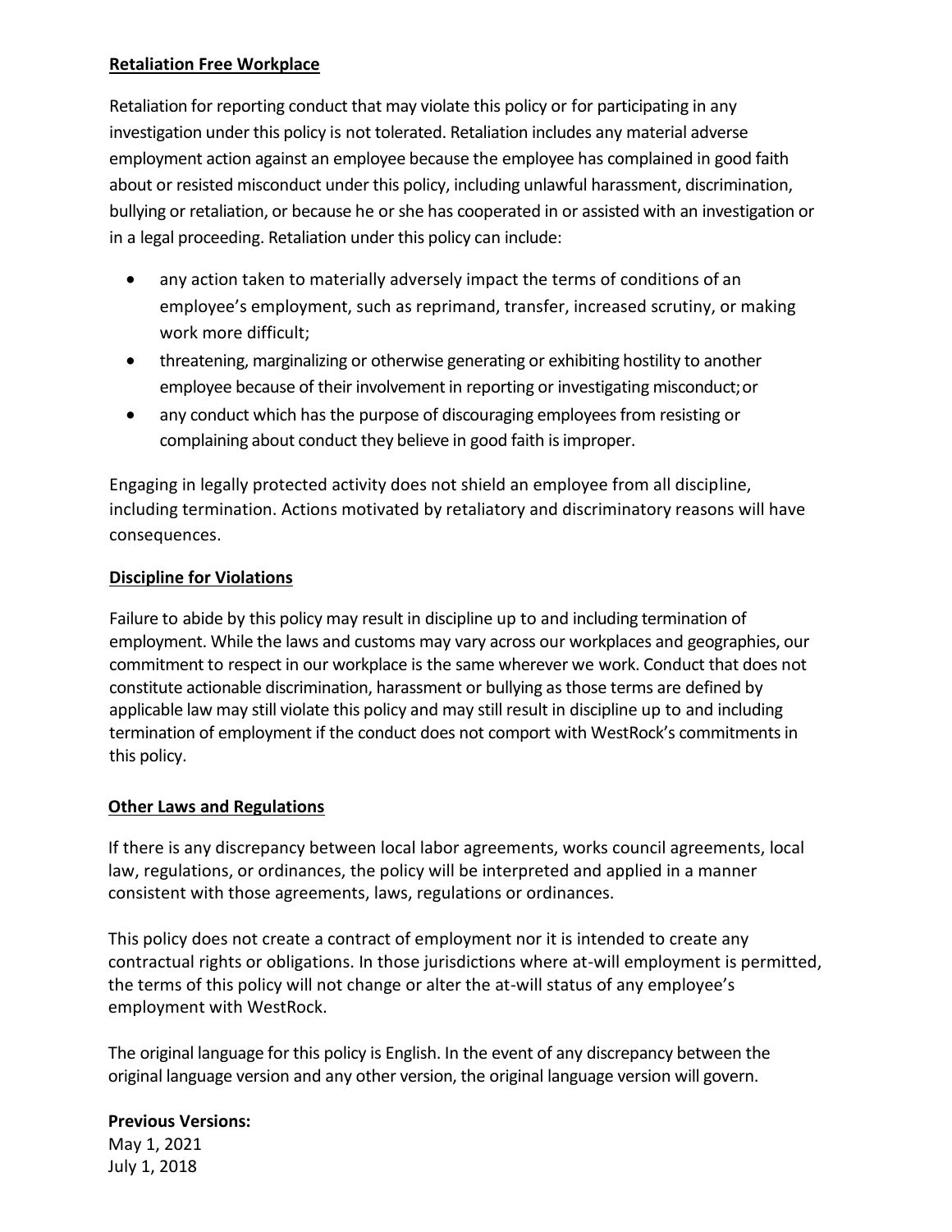**Retaliation Free Workplace**

Retaliation for reporting conduct that may violate this policy or for participating in any investigation under this policy is not tolerated. Retaliation includes any material adverse employment action against an employee because the employee has complained in good faith about or resisted misconduct under this policy, including unlawful harassment, discrimination, bullying or retaliation, or because he or she has cooperated in or assisted with an investigation or in a legal proceeding. Retaliation under this policy can include:

- any action taken to materially adversely impact the terms of conditions of an employee's employment, such as reprimand, transfer, increased scrutiny, or making work more difficult;
- threatening, marginalizing or otherwise generating or exhibiting hostility to another employee because of their involvement in reporting or investigating misconduct; or
- any conduct which has the purpose of discouraging employees from resisting or complaining about conduct they believe in good faith is improper.

Engaging in legally protected activity does not shield an employee from all discipline, including termination. Actions motivated by retaliatory and discriminatory reasons will have consequences.

**Discipline for Violations**

Failure to abide by this policy may result in discipline up to and including termination of employment. While the laws and customs may vary across our workplaces and geographies, our commitment to respect in our workplace is the same wherever we work. Conduct that does not constitute actionable discrimination, harassment or bullying as those terms are defined by applicable law may still violate this policy and may still result in discipline up to and including termination of employment if the conduct does not comport with WestRock's commitments in this policy.

**Other Laws and Regulations**

If there is any discrepancy between local labor agreements, works council agreements, local law, regulations, or ordinances, the policy will be interpreted and applied in a manner consistent with those agreements, laws, regulations or ordinances.

This policy does not create a contract of employment nor it is intended to create any contractual rights or obligations. In those jurisdictions where at-will employment is permitted, the terms of this policy will not change or alter the at-will status of any employee's employment with WestRock.

The original language for this policy is English. In the event of any discrepancy between the original language version and any other version, the original language version will govern.

**Previous Versions:**
May 1, 2021
July 1, 2018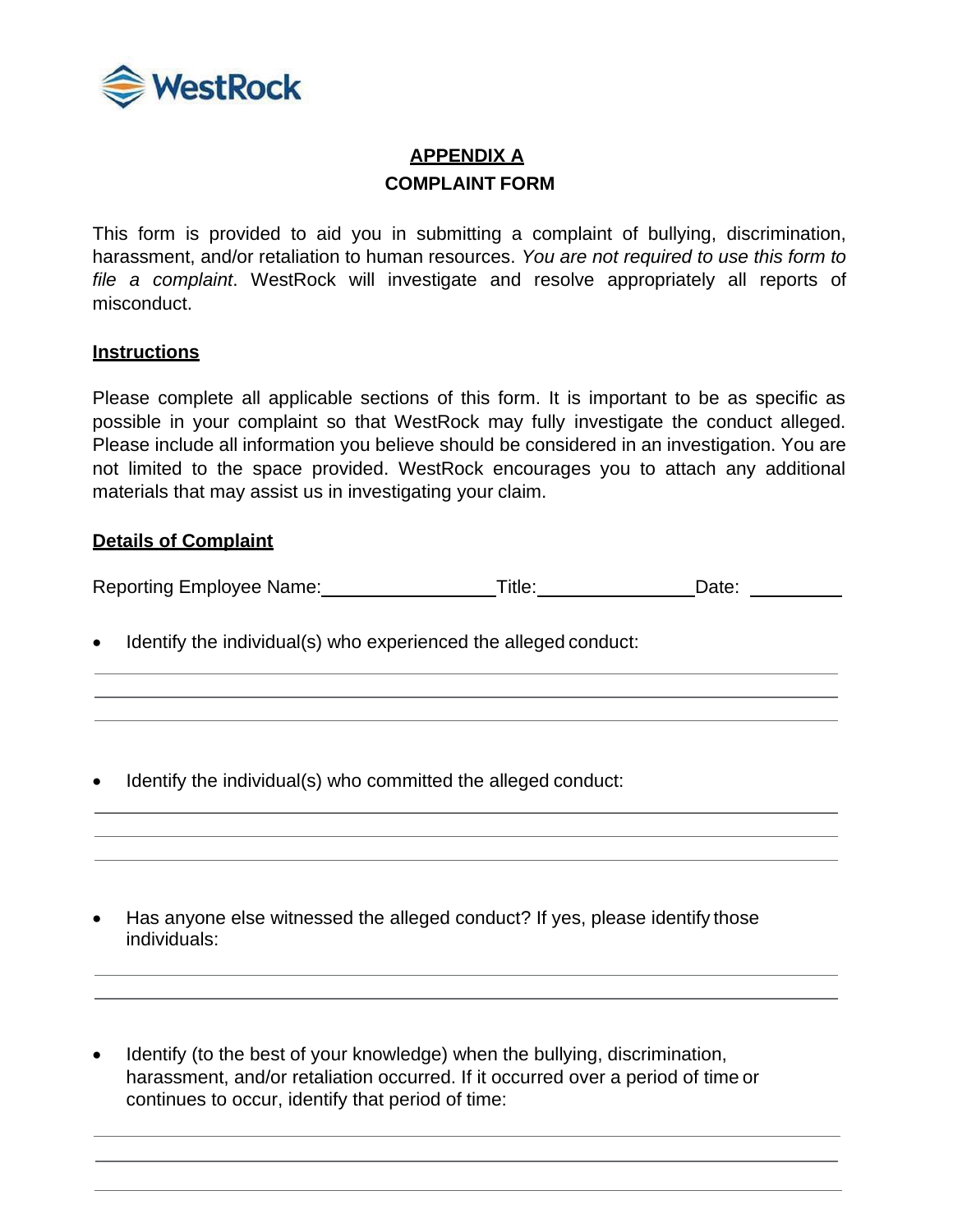## APPENDIX A

## COMPLAINT FORM

This form is provided to aid you in submitting a complaint of bullying, discrimination, harassment, and/or retaliation to human resources. *You are not required to use this form to file a complaint*. WestRock will investigate and resolve appropriately all reports of misconduct.

### Instructions

Please complete all applicable sections of this form. It is important to be as specific as possible in your complaint so that WestRock may fully investigate the conduct alleged. Please include all information you believe should be considered in an investigation. You are not limited to the space provided. WestRock encourages you to attach any additional materials that may assist us in investigating your claim.

### Details of Complaint

Reporting Employee Name: ________________ Title: ________________ Date: __________

- Identify the individual(s) who experienced the alleged conduct:

______________________________________________________________________

______________________________________________________________________

______________________________________________________________________

- Identify the individual(s) who committed the alleged conduct:

______________________________________________________________________

______________________________________________________________________

______________________________________________________________________

- Has anyone else witnessed the alleged conduct? If yes, please identify those individuals:

______________________________________________________________________

______________________________________________________________________

- Identify (to the best of your knowledge) when the bullying, discrimination, harassment, and/or retaliation occurred. If it occurred over a period of time or continues to occur, identify that period of time:

______________________________________________________________________

______________________________________________________________________

______________________________________________________________________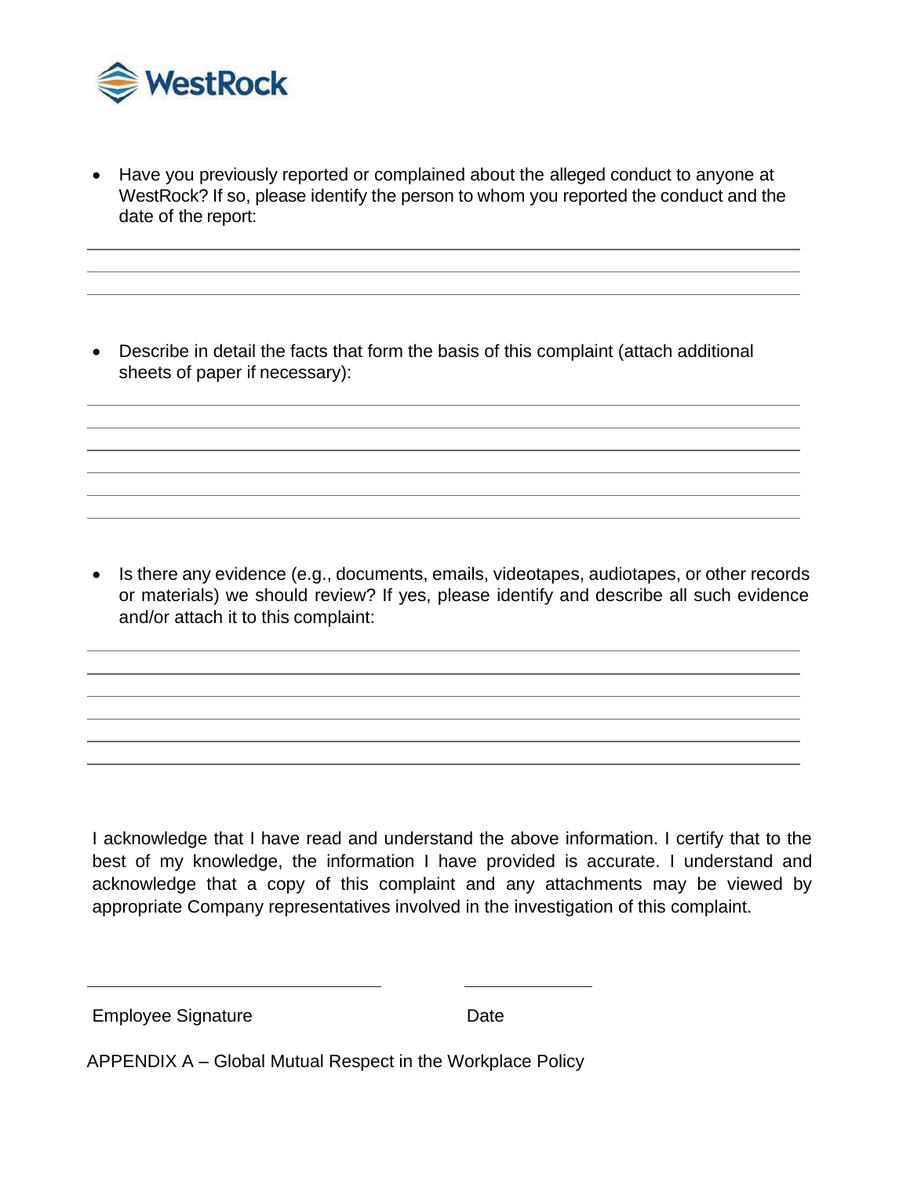- Have you previously reported or complained about the alleged conduct to anyone at WestRock? If so, please identify the person to whom you reported the conduct and the date of the report:

_______________________________________________________________________________

_______________________________________________________________________________

_______________________________________________________________________________

- Describe in detail the facts that form the basis of this complaint (attach additional sheets of paper if necessary):

_______________________________________________________________________________

_______________________________________________________________________________

_______________________________________________________________________________

_______________________________________________________________________________

_______________________________________________________________________________

_______________________________________________________________________________

- Is there any evidence (e.g., documents, emails, videotapes, audiotapes, or other records or materials) we should review? If yes, please identify and describe all such evidence and/or attach it to this complaint:

_______________________________________________________________________________

_______________________________________________________________________________

_______________________________________________________________________________

_______________________________________________________________________________

_______________________________________________________________________________

_______________________________________________________________________________

I acknowledge that I have read and understand the above information. I certify that to the best of my knowledge, the information I have provided is accurate. I understand and acknowledge that a copy of this complaint and any attachments may be viewed by appropriate Company representatives involved in the investigation of this complaint.

_______________________________ _____________

Employee Signature Date

APPENDIX A – Global Mutual Respect in the Workplace Policy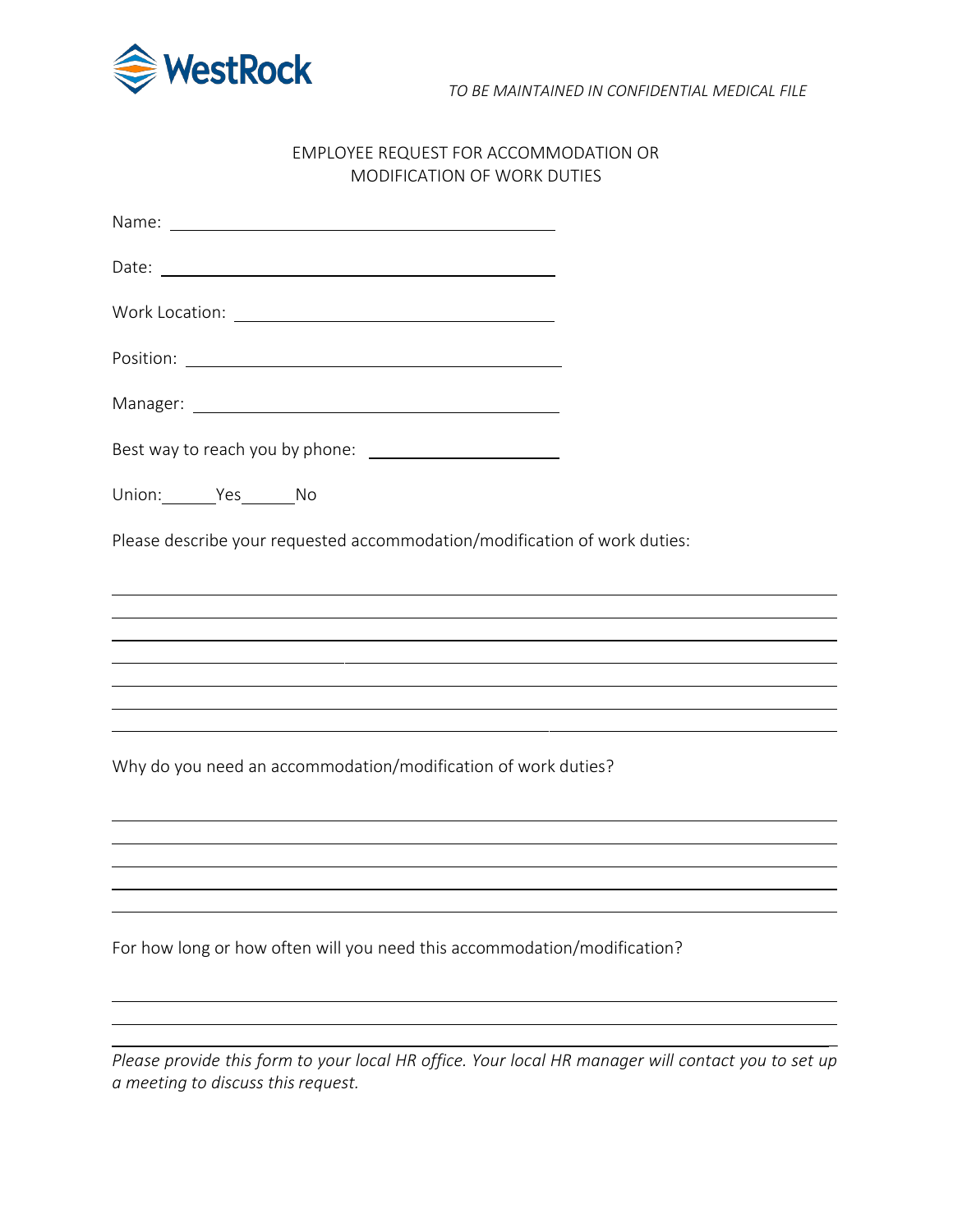WestRock

*TO BE MAINTAINED IN CONFIDENTIAL MEDICAL FILE*

# EMPLOYEE REQUEST FOR ACCOMMODATION OR MODIFICATION OF WORK DUTIES

Name: ______________________________________

Date: ______________________________________

Work Location: ______________________________

Position: ____________________________________

Manager: ____________________________________

Best way to reach you by phone: ___________________

Union: ______Yes______No

Please describe your requested accommodation/modification of work duties:

_______________________________________________________________________

_______________________________________________________________________

_______________________________________________________________________

_______________________________________________________________________

_______________________________________________________________________

_______________________________________________________________________

_______________________________________________________________________

Why do you need an accommodation/modification of work duties?

_______________________________________________________________________

_______________________________________________________________________

_______________________________________________________________________

_______________________________________________________________________

_______________________________________________________________________

For how long or how often will you need this accommodation/modification?

_______________________________________________________________________

_______________________________________________________________________

_______________________________________________________________________

*Please provide this form to your local HR office. Your local HR manager will contact you to set up a meeting to discuss this request.*